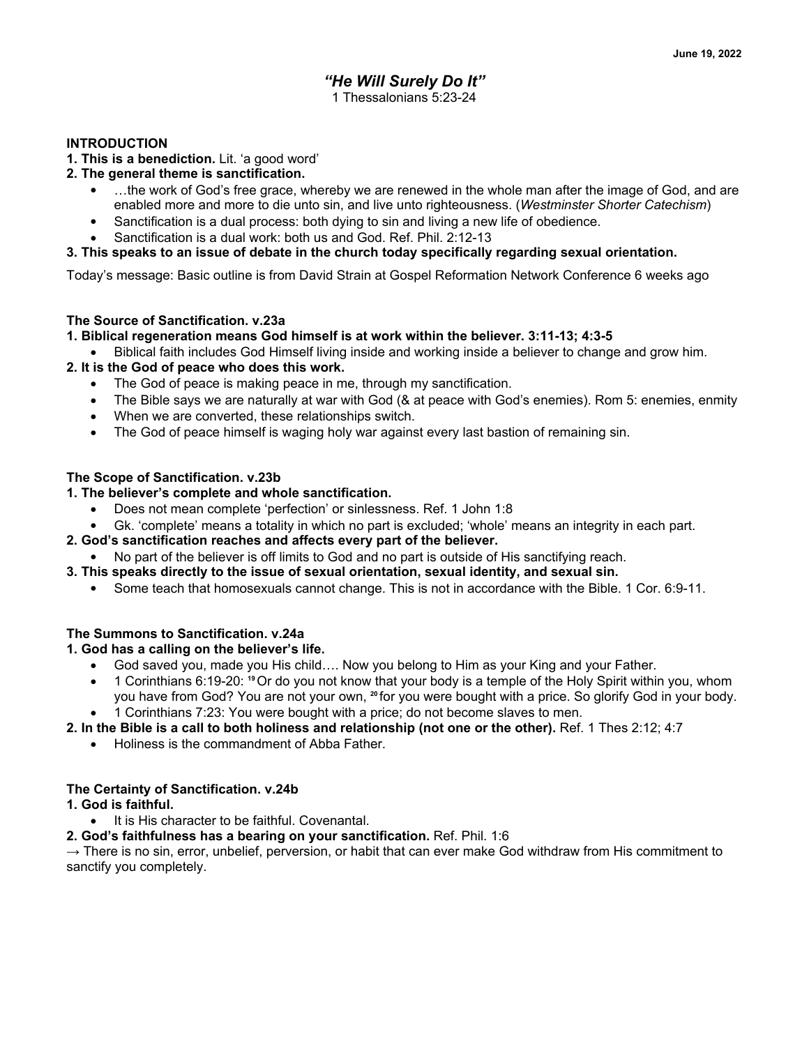June 19, 2022

# *"He Will Surely Do It"*

1 Thessalonians 5:23-24

**INTRODUCTION**

**1. This is a benediction.** Lit. 'a good word'

**2. The general theme is sanctification.**

- …the work of God's free grace, whereby we are renewed in the whole man after the image of God, and are enabled more and more to die unto sin, and live unto righteousness. (*Westminster Shorter Catechism*)
- Sanctification is a dual process: both dying to sin and living a new life of obedience.
- Sanctification is a dual work: both us and God. Ref. Phil. 2:12-13

**3. This speaks to an issue of debate in the church today specifically regarding sexual orientation.**

Today's message: Basic outline is from David Strain at Gospel Reformation Network Conference 6 weeks ago

**The Source of Sanctification. v.23a**

**1. Biblical regeneration means God himself is at work within the believer. 3:11-13; 4:3-5**

- Biblical faith includes God Himself living inside and working inside a believer to change and grow him.

**2. It is the God of peace who does this work.**

- The God of peace is making peace in me, through my sanctification.
- The Bible says we are naturally at war with God (& at peace with God's enemies). Rom 5: enemies, enmity
- When we are converted, these relationships switch.
- The God of peace himself is waging holy war against every last bastion of remaining sin.

**The Scope of Sanctification. v.23b**

**1. The believer's complete and whole sanctification.**

- Does not mean complete 'perfection' or sinlessness. Ref. 1 John 1:8
- Gk. 'complete' means a totality in which no part is excluded; 'whole' means an integrity in each part.

**2. God's sanctification reaches and affects every part of the believer.**

- No part of the believer is off limits to God and no part is outside of His sanctifying reach.

**3. This speaks directly to the issue of sexual orientation, sexual identity, and sexual sin.**

- Some teach that homosexuals cannot change. This is not in accordance with the Bible. 1 Cor. 6:9-11.

**The Summons to Sanctification. v.24a**

**1. God has a calling on the believer's life.**

- God saved you, made you His child…. Now you belong to Him as your King and your Father.
- 1 Corinthians 6:19-20: [19] Or do you not know that your body is a temple of the Holy Spirit within you, whom you have from God? You are not your own, [20] for you were bought with a price. So glorify God in your body.
- 1 Corinthians 7:23: You were bought with a price; do not become slaves to men.

**2. In the Bible is a call to both holiness and relationship (not one or the other).** Ref. 1 Thes 2:12; 4:7

- Holiness is the commandment of Abba Father.

**The Certainty of Sanctification. v.24b**

**1. God is faithful.**

- It is His character to be faithful. Covenantal.

**2. God's faithfulness has a bearing on your sanctification.** Ref. Phil. 1:6

→ There is no sin, error, unbelief, perversion, or habit that can ever make God withdraw from His commitment to sanctify you completely.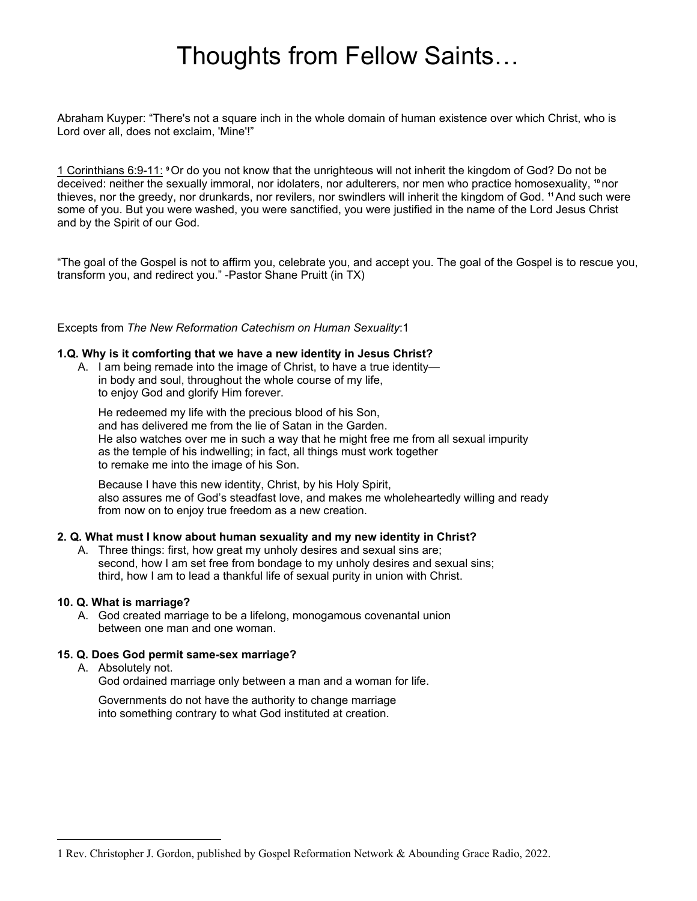# Thoughts from Fellow Saints…

Abraham Kuyper: "There's not a square inch in the whole domain of human existence over which Christ, who is Lord over all, does not exclaim, 'Mine'!"

1 Corinthians 6:9-11: [9] Or do you not know that the unrighteous will not inherit the kingdom of God? Do not be deceived: neither the sexually immoral, nor idolaters, nor adulterers, nor men who practice homosexuality, [10] nor thieves, nor the greedy, nor drunkards, nor revilers, nor swindlers will inherit the kingdom of God. [11] And such were some of you. But you were washed, you were sanctified, you were justified in the name of the Lord Jesus Christ and by the Spirit of our God.

"The goal of the Gospel is not to affirm you, celebrate you, and accept you. The goal of the Gospel is to rescue you, transform you, and redirect you." -Pastor Shane Pruitt (in TX)

Excepts from *The New Reformation Catechism on Human Sexuality*:1

**1.Q. Why is it comforting that we have a new identity in Jesus Christ?**

A. I am being remade into the image of Christ, to have a true identity—
in body and soul, throughout the whole course of my life,
to enjoy God and glorify Him forever.

He redeemed my life with the precious blood of his Son,
and has delivered me from the lie of Satan in the Garden.
He also watches over me in such a way that he might free me from all sexual impurity
as the temple of his indwelling; in fact, all things must work together
to remake me into the image of his Son.

Because I have this new identity, Christ, by his Holy Spirit,
also assures me of God's steadfast love, and makes me wholeheartedly willing and ready
from now on to enjoy true freedom as a new creation.

**2. Q. What must I know about human sexuality and my new identity in Christ?**

A. Three things: first, how great my unholy desires and sexual sins are;
second, how I am set free from bondage to my unholy desires and sexual sins;
third, how I am to lead a thankful life of sexual purity in union with Christ.

**10. Q. What is marriage?**

A. God created marriage to be a lifelong, monogamous covenantal union
between one man and one woman.

**15. Q. Does God permit same-sex marriage?**

A. Absolutely not.
God ordained marriage only between a man and a woman for life.

Governments do not have the authority to change marriage
into something contrary to what God instituted at creation.

1 Rev. Christopher J. Gordon, published by Gospel Reformation Network & Abounding Grace Radio, 2022.